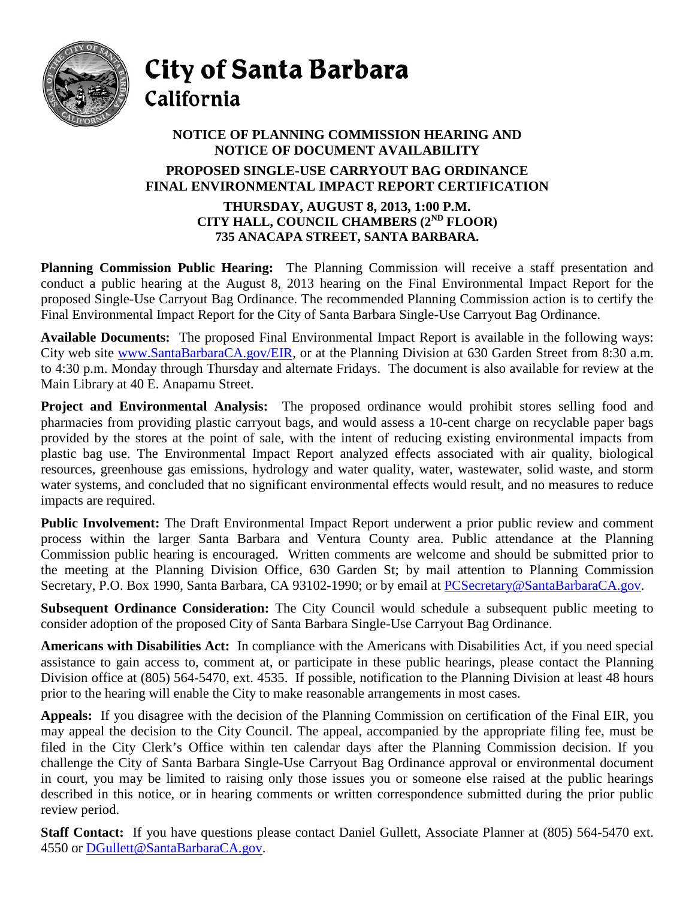# City of Santa Barbara
## California

**NOTICE OF PLANNING COMMISSION HEARING AND NOTICE OF DOCUMENT AVAILABILITY**

**PROPOSED SINGLE-USE CARRYOUT BAG ORDINANCE FINAL ENVIRONMENTAL IMPACT REPORT CERTIFICATION**

**THURSDAY, AUGUST 8, 2013, 1:00 P.M.**
**CITY HALL, COUNCIL CHAMBERS (2ND FLOOR)**
**735 ANACAPA STREET, SANTA BARBARA.**

**Planning Commission Public Hearing:** The Planning Commission will receive a staff presentation and conduct a public hearing at the August 8, 2013 hearing on the Final Environmental Impact Report for the proposed Single-Use Carryout Bag Ordinance. The recommended Planning Commission action is to certify the Final Environmental Impact Report for the City of Santa Barbara Single-Use Carryout Bag Ordinance.

**Available Documents:** The proposed Final Environmental Impact Report is available in the following ways: City web site www.SantaBarbaraCA.gov/EIR, or at the Planning Division at 630 Garden Street from 8:30 a.m. to 4:30 p.m. Monday through Thursday and alternate Fridays. The document is also available for review at the Main Library at 40 E. Anapamu Street.

**Project and Environmental Analysis:** The proposed ordinance would prohibit stores selling food and pharmacies from providing plastic carryout bags, and would assess a 10-cent charge on recyclable paper bags provided by the stores at the point of sale, with the intent of reducing existing environmental impacts from plastic bag use. The Environmental Impact Report analyzed effects associated with air quality, biological resources, greenhouse gas emissions, hydrology and water quality, water, wastewater, solid waste, and storm water systems, and concluded that no significant environmental effects would result, and no measures to reduce impacts are required.

**Public Involvement:** The Draft Environmental Impact Report underwent a prior public review and comment process within the larger Santa Barbara and Ventura County area. Public attendance at the Planning Commission public hearing is encouraged. Written comments are welcome and should be submitted prior to the meeting at the Planning Division Office, 630 Garden St; by mail attention to Planning Commission Secretary, P.O. Box 1990, Santa Barbara, CA 93102-1990; or by email at PCSecretary@SantaBarbaraCA.gov.

**Subsequent Ordinance Consideration:** The City Council would schedule a subsequent public meeting to consider adoption of the proposed City of Santa Barbara Single-Use Carryout Bag Ordinance.

**Americans with Disabilities Act:** In compliance with the Americans with Disabilities Act, if you need special assistance to gain access to, comment at, or participate in these public hearings, please contact the Planning Division office at (805) 564-5470, ext. 4535. If possible, notification to the Planning Division at least 48 hours prior to the hearing will enable the City to make reasonable arrangements in most cases.

**Appeals:** If you disagree with the decision of the Planning Commission on certification of the Final EIR, you may appeal the decision to the City Council. The appeal, accompanied by the appropriate filing fee, must be filed in the City Clerk's Office within ten calendar days after the Planning Commission decision. If you challenge the City of Santa Barbara Single-Use Carryout Bag Ordinance approval or environmental document in court, you may be limited to raising only those issues you or someone else raised at the public hearings described in this notice, or in hearing comments or written correspondence submitted during the prior public review period.

**Staff Contact:** If you have questions please contact Daniel Gullett, Associate Planner at (805) 564-5470 ext. 4550 or DGullett@SantaBarbaraCA.gov.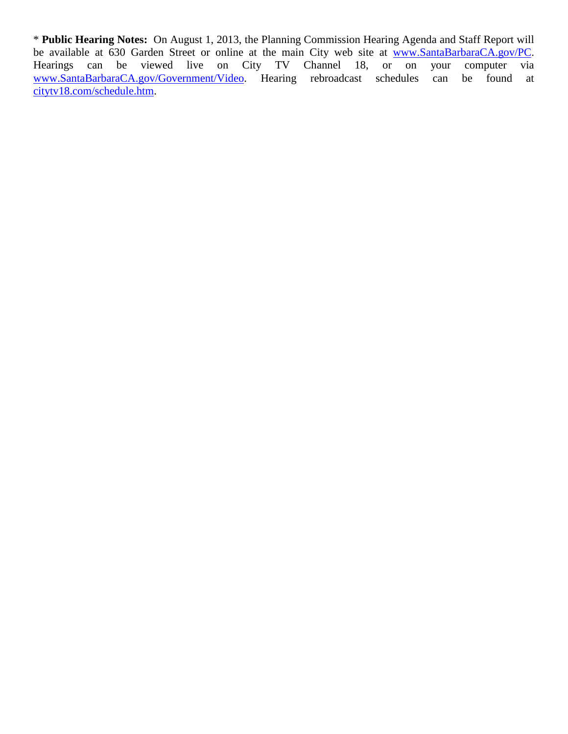* **Public Hearing Notes:** On August 1, 2013, the Planning Commission Hearing Agenda and Staff Report will be available at 630 Garden Street or online at the main City web site at www.SantaBarbaraCA.gov/PC. Hearings can be viewed live on City TV Channel 18, or on your computer via www.SantaBarbaraCA.gov/Government/Video. Hearing rebroadcast schedules can be found at citytv18.com/schedule.htm.